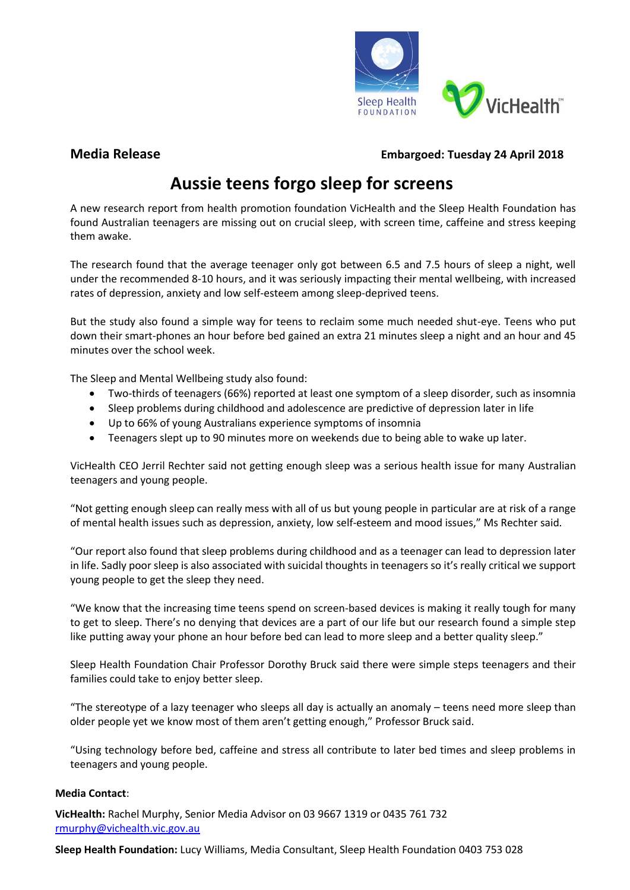**Media Release** **Embargoed: Tuesday 24 April 2018**

# Aussie teens forgo sleep for screens

A new research report from health promotion foundation VicHealth and the Sleep Health Foundation has found Australian teenagers are missing out on crucial sleep, with screen time, caffeine and stress keeping them awake.

The research found that the average teenager only got between 6.5 and 7.5 hours of sleep a night, well under the recommended 8-10 hours, and it was seriously impacting their mental wellbeing, with increased rates of depression, anxiety and low self-esteem among sleep-deprived teens.

But the study also found a simple way for teens to reclaim some much needed shut-eye. Teens who put down their smart-phones an hour before bed gained an extra 21 minutes sleep a night and an hour and 45 minutes over the school week.

The Sleep and Mental Wellbeing study also found:

- Two-thirds of teenagers (66%) reported at least one symptom of a sleep disorder, such as insomnia
- Sleep problems during childhood and adolescence are predictive of depression later in life
- Up to 66% of young Australians experience symptoms of insomnia
- Teenagers slept up to 90 minutes more on weekends due to being able to wake up later.

VicHealth CEO Jerril Rechter said not getting enough sleep was a serious health issue for many Australian teenagers and young people.

"Not getting enough sleep can really mess with all of us but young people in particular are at risk of a range of mental health issues such as depression, anxiety, low self-esteem and mood issues," Ms Rechter said.

"Our report also found that sleep problems during childhood and as a teenager can lead to depression later in life. Sadly poor sleep is also associated with suicidal thoughts in teenagers so it's really critical we support young people to get the sleep they need.

"We know that the increasing time teens spend on screen-based devices is making it really tough for many to get to sleep. There's no denying that devices are a part of our life but our research found a simple step like putting away your phone an hour before bed can lead to more sleep and a better quality sleep."

Sleep Health Foundation Chair Professor Dorothy Bruck said there were simple steps teenagers and their families could take to enjoy better sleep.

"The stereotype of a lazy teenager who sleeps all day is actually an anomaly – teens need more sleep than older people yet we know most of them aren't getting enough," Professor Bruck said.

"Using technology before bed, caffeine and stress all contribute to later bed times and sleep problems in teenagers and young people.

**Media Contact**:

**VicHealth:** Rachel Murphy, Senior Media Advisor on 03 9667 1319 or 0435 761 732
rmurphy@vichealth.vic.gov.au

**Sleep Health Foundation:** Lucy Williams, Media Consultant, Sleep Health Foundation 0403 753 028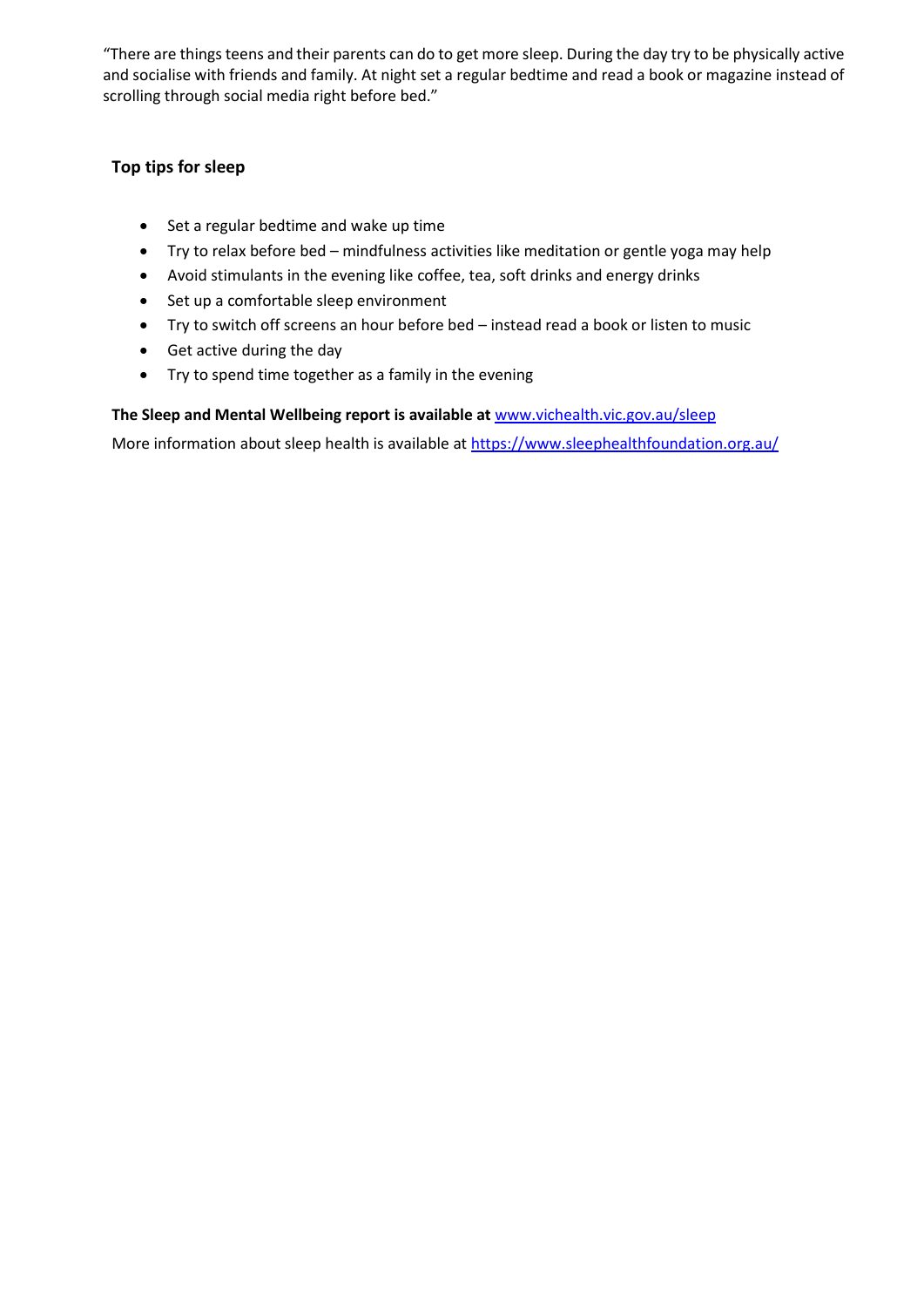"There are things teens and their parents can do to get more sleep. During the day try to be physically active and socialise with friends and family. At night set a regular bedtime and read a book or magazine instead of scrolling through social media right before bed."

## Top tips for sleep

- Set a regular bedtime and wake up time
- Try to relax before bed – mindfulness activities like meditation or gentle yoga may help
- Avoid stimulants in the evening like coffee, tea, soft drinks and energy drinks
- Set up a comfortable sleep environment
- Try to switch off screens an hour before bed – instead read a book or listen to music
- Get active during the day
- Try to spend time together as a family in the evening

**The Sleep and Mental Wellbeing report is available at** [www.vichealth.vic.gov.au/sleep](http://www.vichealth.vic.gov.au/sleep)

More information about sleep health is available at [https://www.sleephealthfoundation.org.au/](https://www.sleephealthfoundation.org.au/)